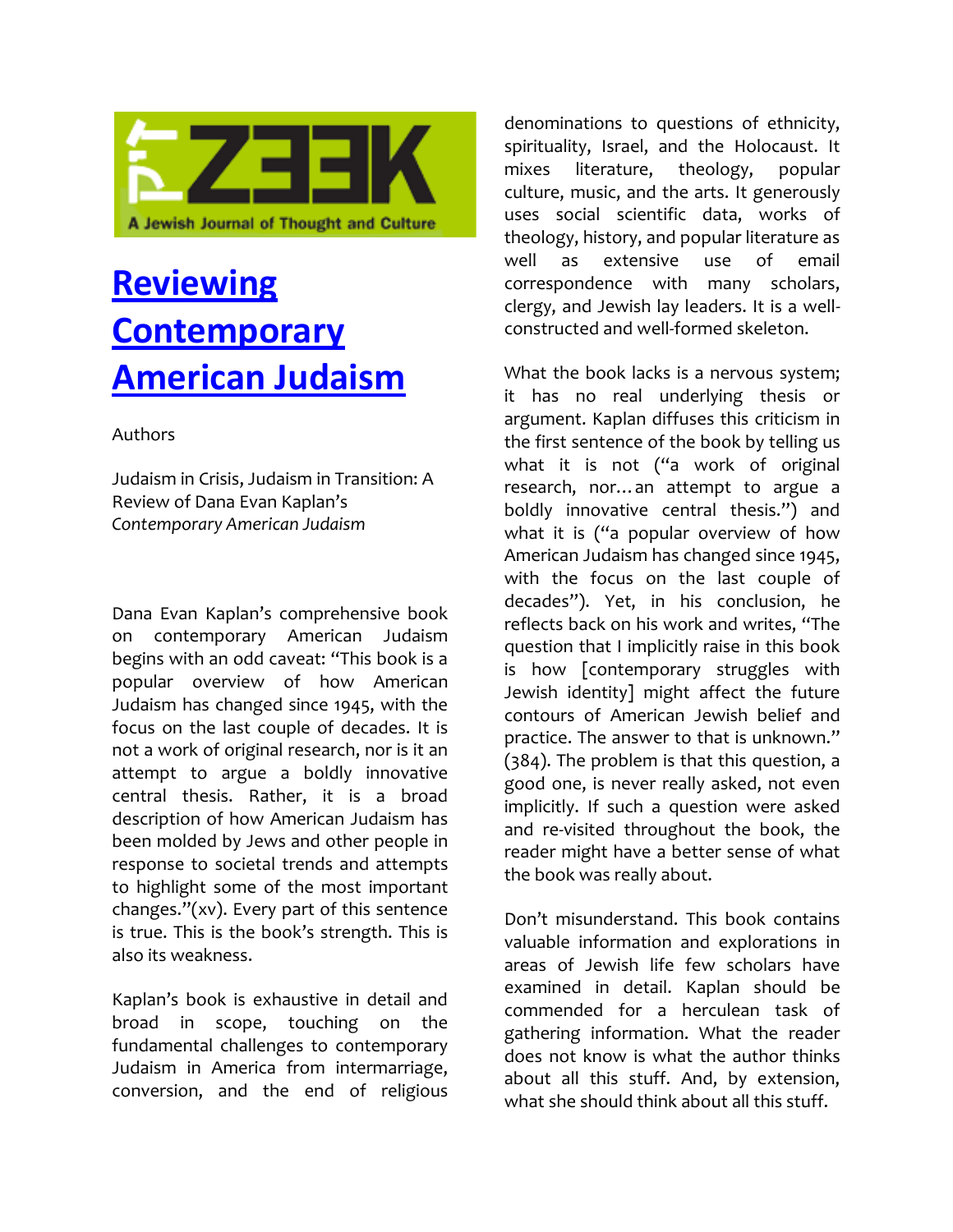# Reviewing Contemporary American Judaism

Authors

Judaism in Crisis, Judaism in Transition: A Review of Dana Evan Kaplan's *Contemporary American Judaism*

Dana Evan Kaplan's comprehensive book on contemporary American Judaism begins with an odd caveat: "This book is a popular overview of how American Judaism has changed since 1945, with the focus on the last couple of decades. It is not a work of original research, nor is it an attempt to argue a boldly innovative central thesis. Rather, it is a broad description of how American Judaism has been molded by Jews and other people in response to societal trends and attempts to highlight some of the most important changes."(xv). Every part of this sentence is true. This is the book's strength. This is also its weakness.

Kaplan's book is exhaustive in detail and broad in scope, touching on the fundamental challenges to contemporary Judaism in America from intermarriage, conversion, and the end of religious denominations to questions of ethnicity, spirituality, Israel, and the Holocaust. It mixes literature, theology, popular culture, music, and the arts. It generously uses social scientific data, works of theology, history, and popular literature as well as extensive use of email correspondence with many scholars, clergy, and Jewish lay leaders. It is a well-constructed and well-formed skeleton.

What the book lacks is a nervous system; it has no real underlying thesis or argument. Kaplan diffuses this criticism in the first sentence of the book by telling us what it is not ("a work of original research, nor…an attempt to argue a boldly innovative central thesis.") and what it is ("a popular overview of how American Judaism has changed since 1945, with the focus on the last couple of decades"). Yet, in his conclusion, he reflects back on his work and writes, "The question that I implicitly raise in this book is how [contemporary struggles with Jewish identity] might affect the future contours of American Jewish belief and practice. The answer to that is unknown." (384). The problem is that this question, a good one, is never really asked, not even implicitly. If such a question were asked and re-visited throughout the book, the reader might have a better sense of what the book was really about.

Don't misunderstand. This book contains valuable information and explorations in areas of Jewish life few scholars have examined in detail. Kaplan should be commended for a herculean task of gathering information. What the reader does not know is what the author thinks about all this stuff. And, by extension, what she should think about all this stuff.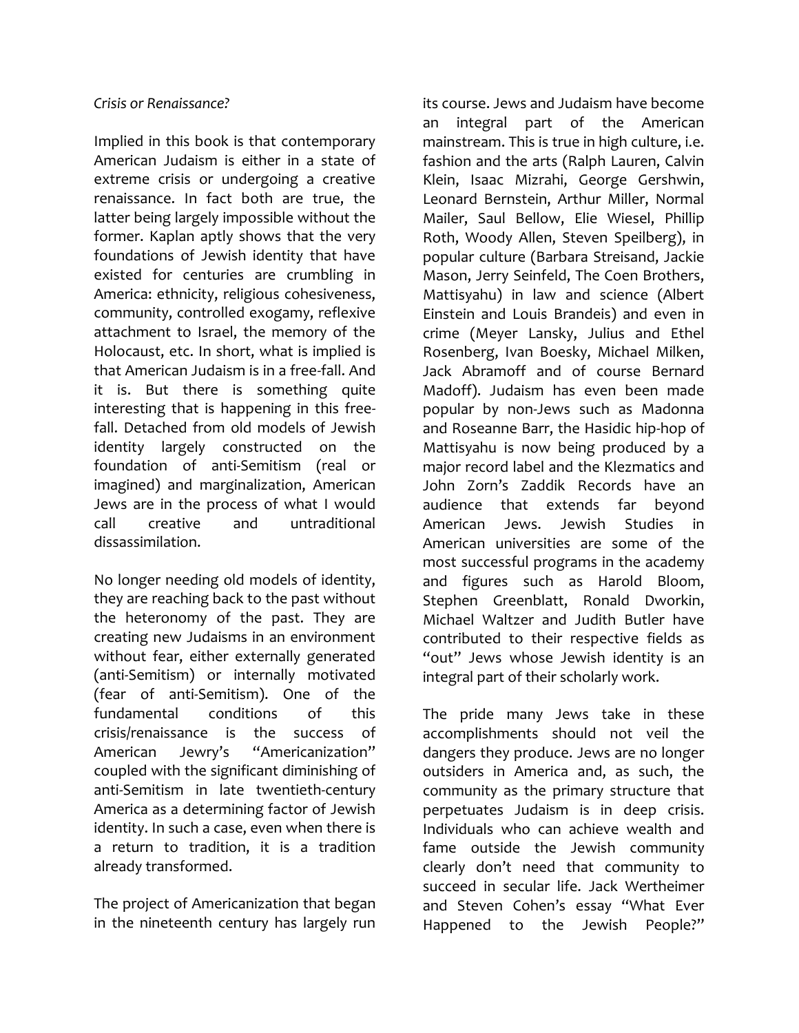*Crisis or Renaissance?*

Implied in this book is that contemporary American Judaism is either in a state of extreme crisis or undergoing a creative renaissance. In fact both are true, the latter being largely impossible without the former. Kaplan aptly shows that the very foundations of Jewish identity that have existed for centuries are crumbling in America: ethnicity, religious cohesiveness, community, controlled exogamy, reflexive attachment to Israel, the memory of the Holocaust, etc. In short, what is implied is that American Judaism is in a free-fall. And it is. But there is something quite interesting that is happening in this free-fall. Detached from old models of Jewish identity largely constructed on the foundation of anti-Semitism (real or imagined) and marginalization, American Jews are in the process of what I would call creative and untraditional dissassimilation.

No longer needing old models of identity, they are reaching back to the past without the heteronomy of the past. They are creating new Judaisms in an environment without fear, either externally generated (anti-Semitism) or internally motivated (fear of anti-Semitism). One of the fundamental conditions of this crisis/renaissance is the success of American Jewry's "Americanization" coupled with the significant diminishing of anti-Semitism in late twentieth-century America as a determining factor of Jewish identity. In such a case, even when there is a return to tradition, it is a tradition already transformed.

The project of Americanization that began in the nineteenth century has largely run its course. Jews and Judaism have become an integral part of the American mainstream. This is true in high culture, i.e. fashion and the arts (Ralph Lauren, Calvin Klein, Isaac Mizrahi, George Gershwin, Leonard Bernstein, Arthur Miller, Normal Mailer, Saul Bellow, Elie Wiesel, Phillip Roth, Woody Allen, Steven Speilberg), in popular culture (Barbara Streisand, Jackie Mason, Jerry Seinfeld, The Coen Brothers, Mattisyahu) in law and science (Albert Einstein and Louis Brandeis) and even in crime (Meyer Lansky, Julius and Ethel Rosenberg, Ivan Boesky, Michael Milken, Jack Abramoff and of course Bernard Madoff). Judaism has even been made popular by non-Jews such as Madonna and Roseanne Barr, the Hasidic hip-hop of Mattisyahu is now being produced by a major record label and the Klezmatics and John Zorn's Zaddik Records have an audience that extends far beyond American Jews. Jewish Studies in American universities are some of the most successful programs in the academy and figures such as Harold Bloom, Stephen Greenblatt, Ronald Dworkin, Michael Waltzer and Judith Butler have contributed to their respective fields as "out" Jews whose Jewish identity is an integral part of their scholarly work.

The pride many Jews take in these accomplishments should not veil the dangers they produce. Jews are no longer outsiders in America and, as such, the community as the primary structure that perpetuates Judaism is in deep crisis. Individuals who can achieve wealth and fame outside the Jewish community clearly don't need that community to succeed in secular life. Jack Wertheimer and Steven Cohen's essay "What Ever Happened to the Jewish People?"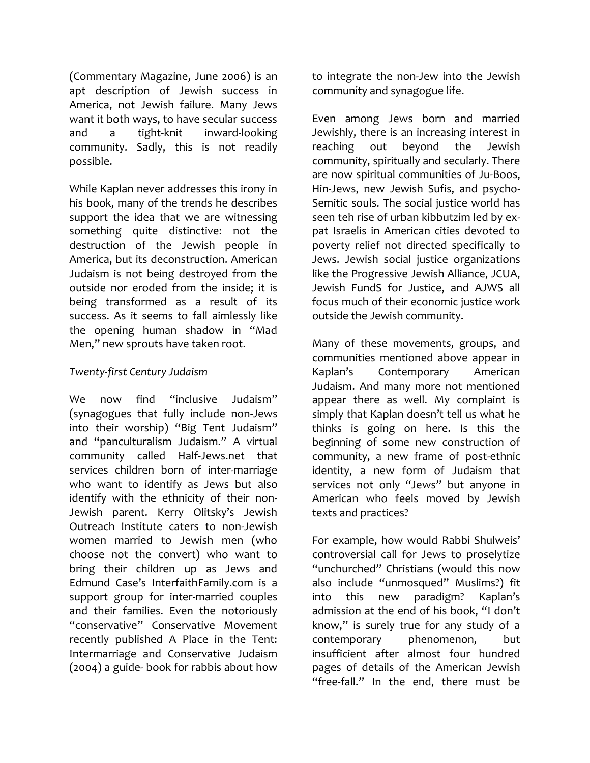(Commentary Magazine, June 2006) is an apt description of Jewish success in America, not Jewish failure. Many Jews want it both ways, to have secular success and a tight-knit inward-looking community. Sadly, this is not readily possible.

While Kaplan never addresses this irony in his book, many of the trends he describes support the idea that we are witnessing something quite distinctive: not the destruction of the Jewish people in America, but its deconstruction. American Judaism is not being destroyed from the outside nor eroded from the inside; it is being transformed as a result of its success. As it seems to fall aimlessly like the opening human shadow in "Mad Men," new sprouts have taken root.

*Twenty-first Century Judaism*

We now find "inclusive Judaism" (synagogues that fully include non-Jews into their worship) "Big Tent Judaism" and "panculturalism Judaism." A virtual community called Half-Jews.net that services children born of inter-marriage who want to identify as Jews but also identify with the ethnicity of their non-Jewish parent. Kerry Olitsky's Jewish Outreach Institute caters to non-Jewish women married to Jewish men (who choose not the convert) who want to bring their children up as Jews and Edmund Case's InterfaithFamily.com is a support group for inter-married couples and their families. Even the notoriously "conservative" Conservative Movement recently published A Place in the Tent: Intermarriage and Conservative Judaism (2004) a guide- book for rabbis about how to integrate the non-Jew into the Jewish community and synagogue life.

Even among Jews born and married Jewishly, there is an increasing interest in reaching out beyond the Jewish community, spiritually and secularly. There are now spiritual communities of Ju-Boos, Hin-Jews, new Jewish Sufis, and psycho-Semitic souls. The social justice world has seen teh rise of urban kibbutzim led by ex-pat Israelis in American cities devoted to poverty relief not directed specifically to Jews. Jewish social justice organizations like the Progressive Jewish Alliance, JCUA, Jewish FundS for Justice, and AJWS all focus much of their economic justice work outside the Jewish community.

Many of these movements, groups, and communities mentioned above appear in Kaplan's Contemporary American Judaism. And many more not mentioned appear there as well. My complaint is simply that Kaplan doesn't tell us what he thinks is going on here. Is this the beginning of some new construction of community, a new frame of post-ethnic identity, a new form of Judaism that services not only "Jews" but anyone in American who feels moved by Jewish texts and practices?

For example, how would Rabbi Shulweis' controversial call for Jews to proselytize "unchurched" Christians (would this now also include "unmosqued" Muslims?) fit into this new paradigm? Kaplan's admission at the end of his book, "I don't know," is surely true for any study of a contemporary phenomenon, but insufficient after almost four hundred pages of details of the American Jewish "free-fall." In the end, there must be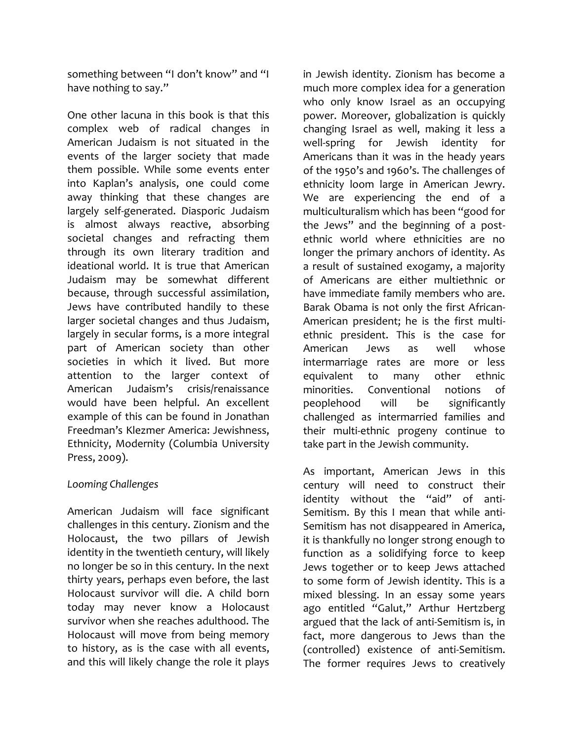something between "I don't know" and "I have nothing to say."

One other lacuna in this book is that this complex web of radical changes in American Judaism is not situated in the events of the larger society that made them possible. While some events enter into Kaplan's analysis, one could come away thinking that these changes are largely self-generated. Diasporic Judaism is almost always reactive, absorbing societal changes and refracting them through its own literary tradition and ideational world. It is true that American Judaism may be somewhat different because, through successful assimilation, Jews have contributed handily to these larger societal changes and thus Judaism, largely in secular forms, is a more integral part of American society than other societies in which it lived. But more attention to the larger context of American Judaism's crisis/renaissance would have been helpful. An excellent example of this can be found in Jonathan Freedman's Klezmer America: Jewishness, Ethnicity, Modernity (Columbia University Press, 2009).

*Looming Challenges*

American Judaism will face significant challenges in this century. Zionism and the Holocaust, the two pillars of Jewish identity in the twentieth century, will likely no longer be so in this century. In the next thirty years, perhaps even before, the last Holocaust survivor will die. A child born today may never know a Holocaust survivor when she reaches adulthood. The Holocaust will move from being memory to history, as is the case with all events, and this will likely change the role it plays in Jewish identity. Zionism has become a much more complex idea for a generation who only know Israel as an occupying power. Moreover, globalization is quickly changing Israel as well, making it less a well-spring for Jewish identity for Americans than it was in the heady years of the 1950's and 1960's. The challenges of ethnicity loom large in American Jewry. We are experiencing the end of a multiculturalism which has been "good for the Jews" and the beginning of a post-ethnic world where ethnicities are no longer the primary anchors of identity. As a result of sustained exogamy, a majority of Americans are either multiethnic or have immediate family members who are. Barak Obama is not only the first African-American president; he is the first multi-ethnic president. This is the case for American Jews as well whose intermarriage rates are more or less equivalent to many other ethnic minorities. Conventional notions of peoplehood will be significantly challenged as intermarried families and their multi-ethnic progeny continue to take part in the Jewish community.

As important, American Jews in this century will need to construct their identity without the "aid" of anti-Semitism. By this I mean that while anti-Semitism has not disappeared in America, it is thankfully no longer strong enough to function as a solidifying force to keep Jews together or to keep Jews attached to some form of Jewish identity. This is a mixed blessing. In an essay some years ago entitled "Galut," Arthur Hertzberg argued that the lack of anti-Semitism is, in fact, more dangerous to Jews than the (controlled) existence of anti-Semitism. The former requires Jews to creatively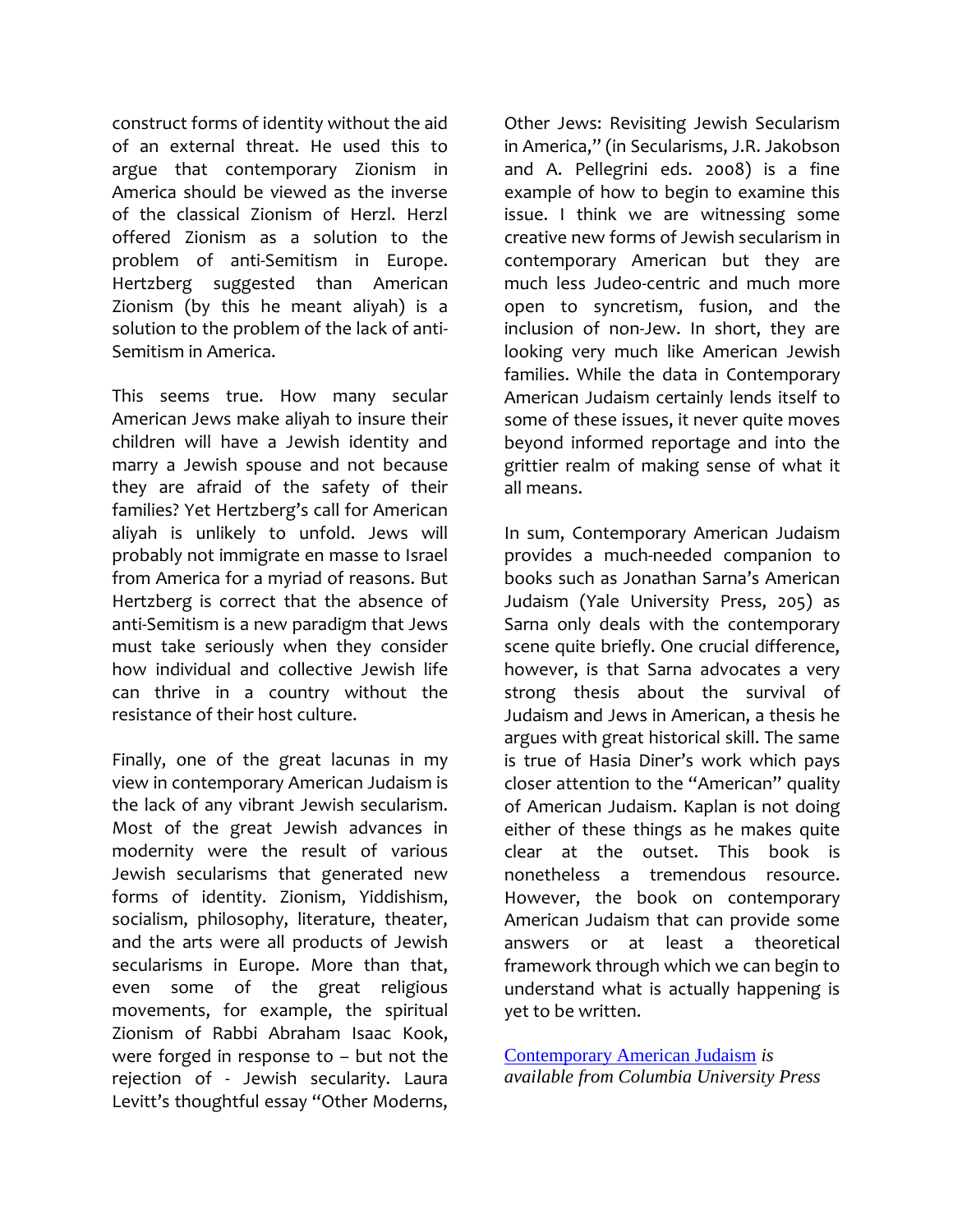construct forms of identity without the aid of an external threat. He used this to argue that contemporary Zionism in America should be viewed as the inverse of the classical Zionism of Herzl. Herzl offered Zionism as a solution to the problem of anti-Semitism in Europe. Hertzberg suggested than American Zionism (by this he meant aliyah) is a solution to the problem of the lack of anti-Semitism in America.

This seems true. How many secular American Jews make aliyah to insure their children will have a Jewish identity and marry a Jewish spouse and not because they are afraid of the safety of their families? Yet Hertzberg's call for American aliyah is unlikely to unfold. Jews will probably not immigrate en masse to Israel from America for a myriad of reasons. But Hertzberg is correct that the absence of anti-Semitism is a new paradigm that Jews must take seriously when they consider how individual and collective Jewish life can thrive in a country without the resistance of their host culture.

Finally, one of the great lacunas in my view in contemporary American Judaism is the lack of any vibrant Jewish secularism. Most of the great Jewish advances in modernity were the result of various Jewish secularisms that generated new forms of identity. Zionism, Yiddishism, socialism, philosophy, literature, theater, and the arts were all products of Jewish secularisms in Europe. More than that, even some of the great religious movements, for example, the spiritual Zionism of Rabbi Abraham Isaac Kook, were forged in response to – but not the rejection of - Jewish secularity. Laura Levitt's thoughtful essay "Other Moderns, Other Jews: Revisiting Jewish Secularism in America," (in Secularisms, J.R. Jakobson and A. Pellegrini eds. 2008) is a fine example of how to begin to examine this issue. I think we are witnessing some creative new forms of Jewish secularism in contemporary American but they are much less Judeo-centric and much more open to syncretism, fusion, and the inclusion of non-Jew. In short, they are looking very much like American Jewish families. While the data in Contemporary American Judaism certainly lends itself to some of these issues, it never quite moves beyond informed reportage and into the grittier realm of making sense of what it all means.

In sum, Contemporary American Judaism provides a much-needed companion to books such as Jonathan Sarna's American Judaism (Yale University Press, 205) as Sarna only deals with the contemporary scene quite briefly. One crucial difference, however, is that Sarna advocates a very strong thesis about the survival of Judaism and Jews in American, a thesis he argues with great historical skill. The same is true of Hasia Diner's work which pays closer attention to the "American" quality of American Judaism. Kaplan is not doing either of these things as he makes quite clear at the outset. This book is nonetheless a tremendous resource. However, the book on contemporary American Judaism that can provide some answers or at least a theoretical framework through which we can begin to understand what is actually happening is yet to be written.

Contemporary American Judaism *is available from Columbia University Press*